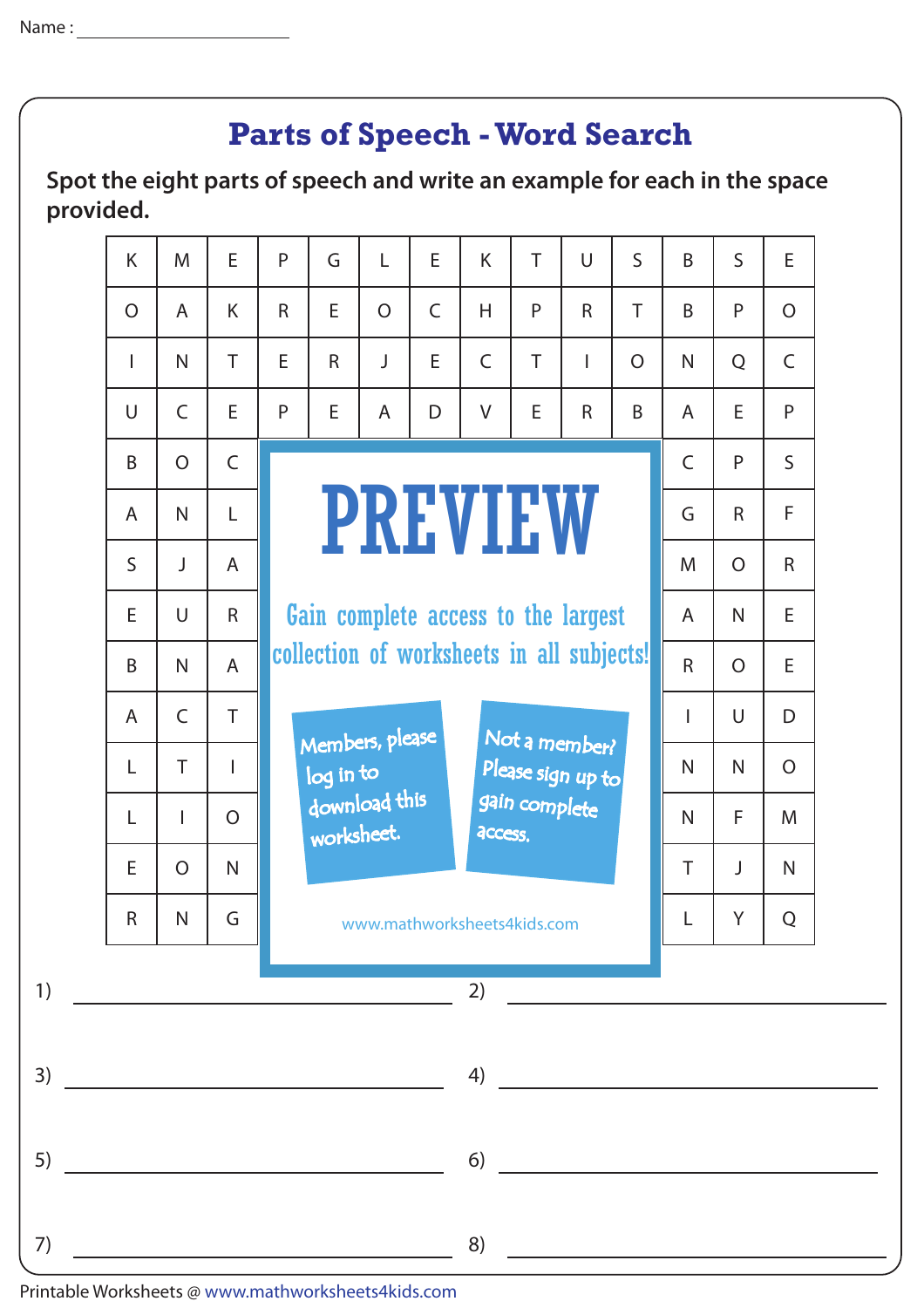Name : ______________________

# Parts of Speech - Word Search

**Spot the eight parts of speech and write an example for each in the space provided.**

| | | | | | | | | | | | | | |
|---|---|---|---|---|---|---|---|---|---|---|---|---|---|
| K | M | E | P | G | L | E | K | T | U | S | B | S | E |
| O | A | K | R | E | O | C | H | P | R | T | B | P | O |
| I | N | T | E | R | J | E | C | T | I | O | N | Q | C |
| U | C | E | P | E | A | D | V | E | R | B | A | E | P |
| B | O | C | | | | | | | | | C | P | S |
| A | N | L | | | | | | | | | G | R | F |
| S | J | A | | | | | | | | | M | O | R |
| E | U | R | | | | | | | | | A | N | E |
| B | N | A | | | | | | | | | R | O | E |
| A | C | T | | | | | | | | | I | U | D |
| L | T | I | | | | | | | | | N | N | O |
| L | I | O | | | | | | | | | N | F | M |
| E | O | N | | | | | | | | | T | J | N |
| R | N | G | | | | | | | | | L | Y | Q |

PREVIEW

Gain complete access to the largest collection of worksheets in all subjects!

Members, please log in to download this worksheet.

Not a member? Please sign up to gain complete access.

www.mathworksheets4kids.com

1) ______________________ 2) ______________________

3) ______________________ 4) ______________________

5) ______________________ 6) ______________________

7) ______________________ 8) ______________________

Printable Worksheets @ www.mathworksheets4kids.com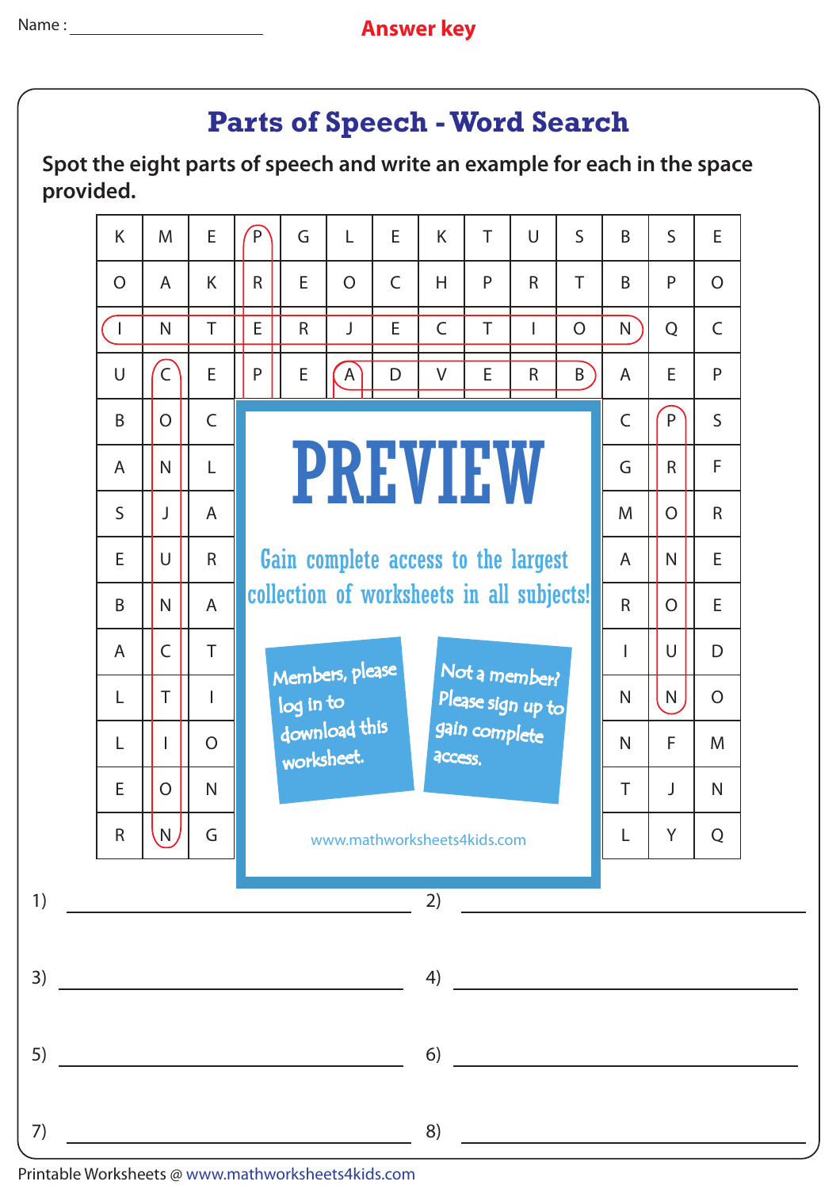Name : ______________________

**Answer key**

## Parts of Speech - Word Search

**Spot the eight parts of speech and write an example for each in the space provided.**

| | | | | | | | | | | | | | |
|---|---|---|---|---|---|---|---|---|---|---|---|---|---|
| K | M | E | P | G | L | E | K | T | U | S | B | S | E |
| O | A | K | R | E | O | C | H | P | R | T | B | P | O |
| I | N | T | E | R | J | E | C | T | I | O | N | Q | C |
| U | C | E | P | E | A | D | V | E | R | B | A | E | P |
| B | O | C | | | | | | | | | C | P | S |
| A | N | L | | | | | | | | | G | R | F |
| S | J | A | | | | | | | | | M | O | R |
| E | U | R | | | | | | | | | A | N | E |
| B | N | A | | | | | | | | | R | O | E |
| A | C | T | | | | | | | | | I | U | D |
| L | T | I | | | | | | | | | N | N | O |
| L | I | O | | | | | | | | | N | F | M |
| E | O | N | | | | | | | | | T | J | N |
| R | N | G | | | | | | | | | L | Y | Q |

**PREVIEW**

Gain complete access to the largest collection of worksheets in all subjects!

Members, please log in to download this worksheet.

Not a member? Please sign up to gain complete access.

www.mathworksheets4kids.com

1) ______________________ 2) ______________________

3) ______________________ 4) ______________________

5) ______________________ 6) ______________________

7) ______________________ 8) ______________________

Printable Worksheets @ www.mathworksheets4kids.com